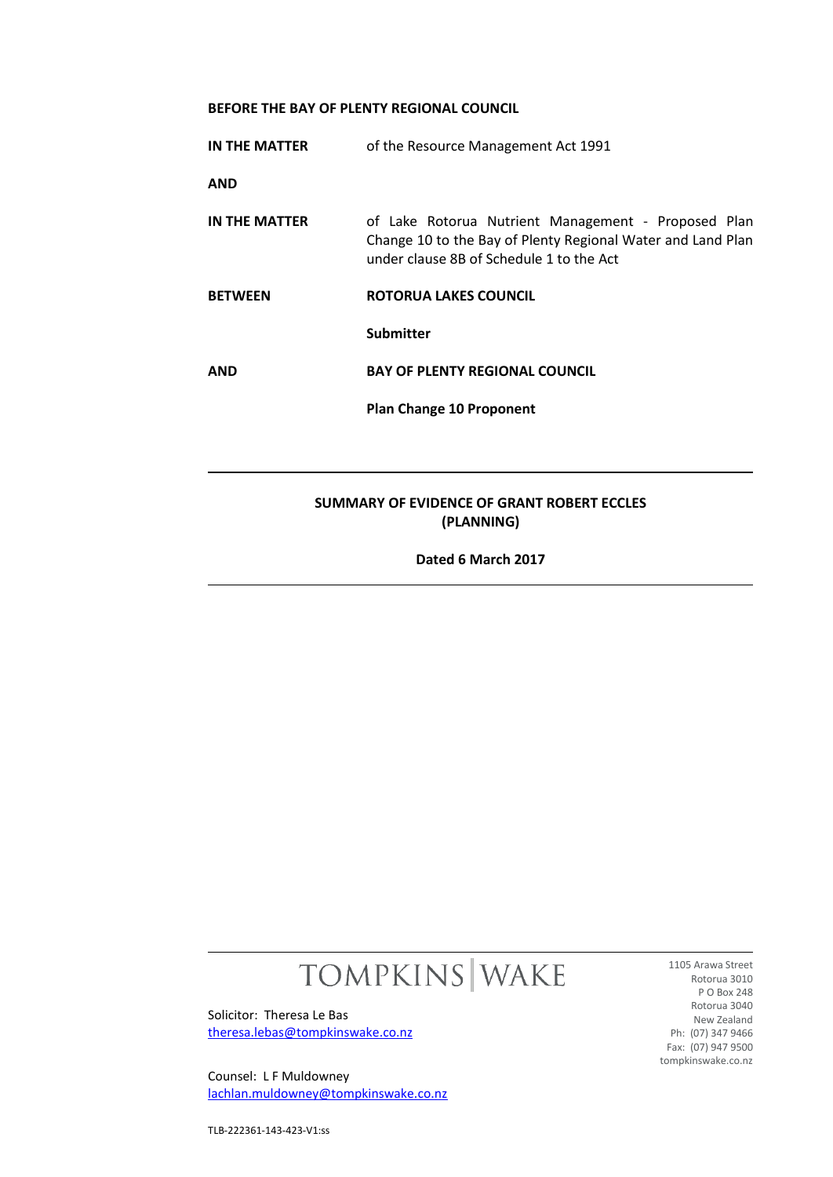**BEFORE THE BAY OF PLENTY REGIONAL COUNCIL**

| | |
|---|---|
| **IN THE MATTER** | of the Resource Management Act 1991 |
| **AND** | |
| **IN THE MATTER** | of Lake Rotorua Nutrient Management - Proposed Plan Change 10 to the Bay of Plenty Regional Water and Land Plan under clause 8B of Schedule 1 to the Act |
| **BETWEEN** | **ROTORUA LAKES COUNCIL** |
| | **Submitter** |
| **AND** | **BAY OF PLENTY REGIONAL COUNCIL** |
| | **Plan Change 10 Proponent** |

---

**SUMMARY OF EVIDENCE OF GRANT ROBERT ECCLES (PLANNING)**

**Dated 6 March 2017**

---

TOMPKINS | WAKE

Solicitor: Theresa Le Bas
theresa.lebas@tompkinswake.co.nz

Counsel: L F Muldowney
lachlan.muldowney@tompkinswake.co.nz

1105 Arawa Street
Rotorua 3010
P O Box 248
Rotorua 3040
New Zealand
Ph: (07) 347 9466
Fax: (07) 947 9500
tompkinswake.co.nz

TLB-222361-143-423-V1:ss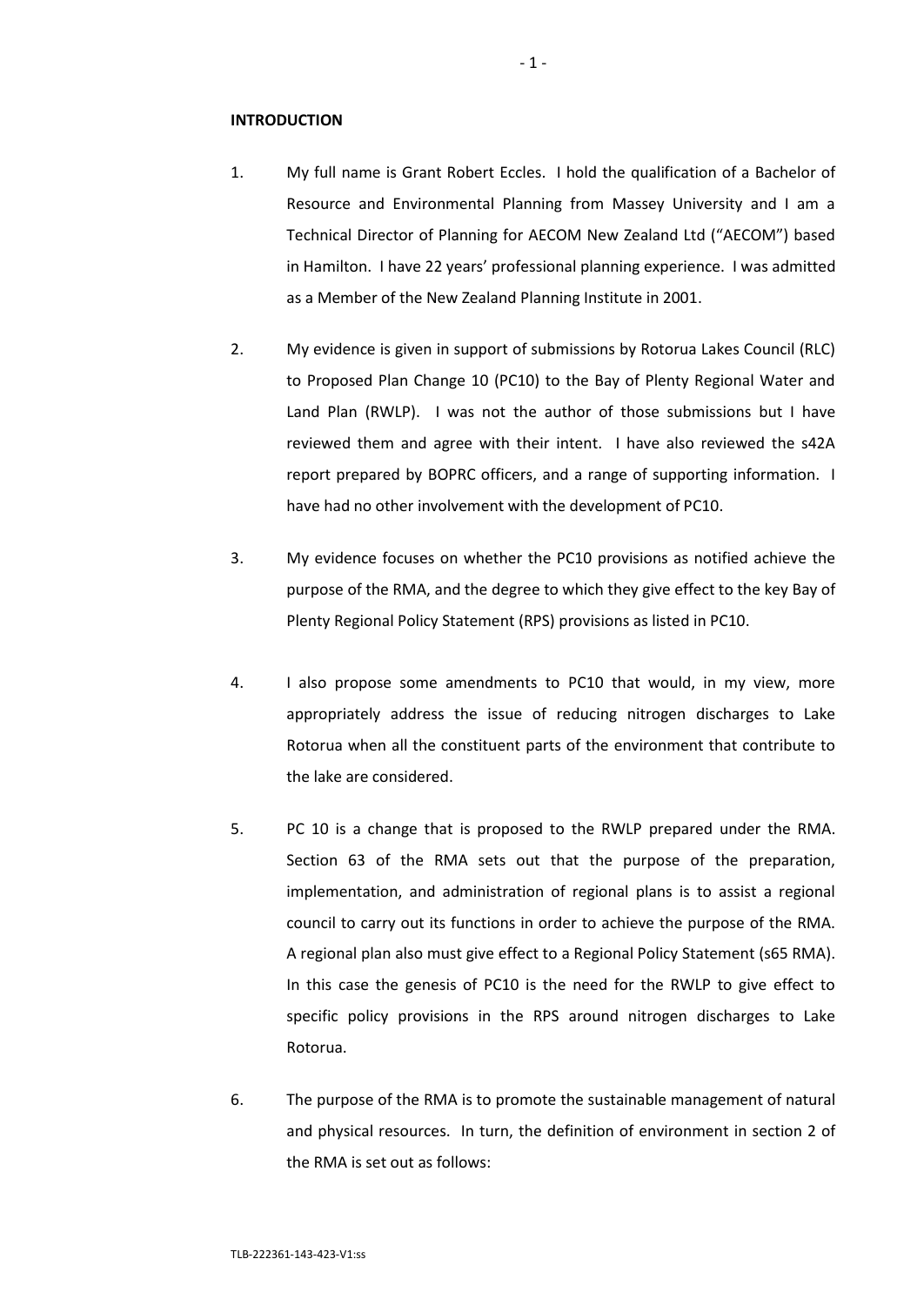**INTRODUCTION**

1. My full name is Grant Robert Eccles. I hold the qualification of a Bachelor of Resource and Environmental Planning from Massey University and I am a Technical Director of Planning for AECOM New Zealand Ltd ("AECOM") based in Hamilton. I have 22 years' professional planning experience. I was admitted as a Member of the New Zealand Planning Institute in 2001.

2. My evidence is given in support of submissions by Rotorua Lakes Council (RLC) to Proposed Plan Change 10 (PC10) to the Bay of Plenty Regional Water and Land Plan (RWLP). I was not the author of those submissions but I have reviewed them and agree with their intent. I have also reviewed the s42A report prepared by BOPRC officers, and a range of supporting information. I have had no other involvement with the development of PC10.

3. My evidence focuses on whether the PC10 provisions as notified achieve the purpose of the RMA, and the degree to which they give effect to the key Bay of Plenty Regional Policy Statement (RPS) provisions as listed in PC10.

4. I also propose some amendments to PC10 that would, in my view, more appropriately address the issue of reducing nitrogen discharges to Lake Rotorua when all the constituent parts of the environment that contribute to the lake are considered.

5. PC 10 is a change that is proposed to the RWLP prepared under the RMA. Section 63 of the RMA sets out that the purpose of the preparation, implementation, and administration of regional plans is to assist a regional council to carry out its functions in order to achieve the purpose of the RMA. A regional plan also must give effect to a Regional Policy Statement (s65 RMA). In this case the genesis of PC10 is the need for the RWLP to give effect to specific policy provisions in the RPS around nitrogen discharges to Lake Rotorua.

6. The purpose of the RMA is to promote the sustainable management of natural and physical resources. In turn, the definition of environment in section 2 of the RMA is set out as follows: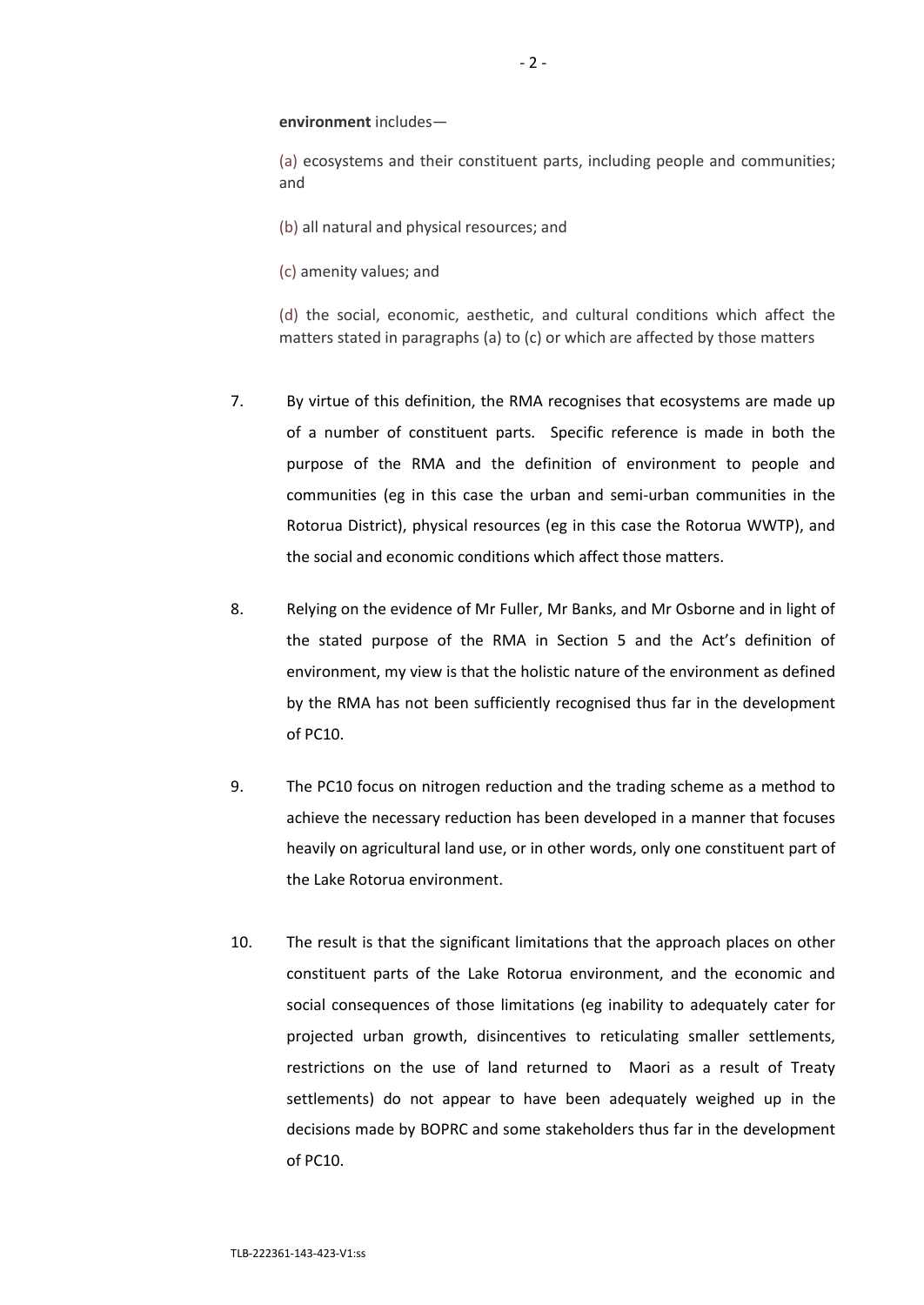**environment** includes—

(a) ecosystems and their constituent parts, including people and communities; and

(b) all natural and physical resources; and

(c) amenity values; and

(d) the social, economic, aesthetic, and cultural conditions which affect the matters stated in paragraphs (a) to (c) or which are affected by those matters

7. By virtue of this definition, the RMA recognises that ecosystems are made up of a number of constituent parts. Specific reference is made in both the purpose of the RMA and the definition of environment to people and communities (eg in this case the urban and semi-urban communities in the Rotorua District), physical resources (eg in this case the Rotorua WWTP), and the social and economic conditions which affect those matters.

8. Relying on the evidence of Mr Fuller, Mr Banks, and Mr Osborne and in light of the stated purpose of the RMA in Section 5 and the Act's definition of environment, my view is that the holistic nature of the environment as defined by the RMA has not been sufficiently recognised thus far in the development of PC10.

9. The PC10 focus on nitrogen reduction and the trading scheme as a method to achieve the necessary reduction has been developed in a manner that focuses heavily on agricultural land use, or in other words, only one constituent part of the Lake Rotorua environment.

10. The result is that the significant limitations that the approach places on other constituent parts of the Lake Rotorua environment, and the economic and social consequences of those limitations (eg inability to adequately cater for projected urban growth, disincentives to reticulating smaller settlements, restrictions on the use of land returned to Maori as a result of Treaty settlements) do not appear to have been adequately weighed up in the decisions made by BOPRC and some stakeholders thus far in the development of PC10.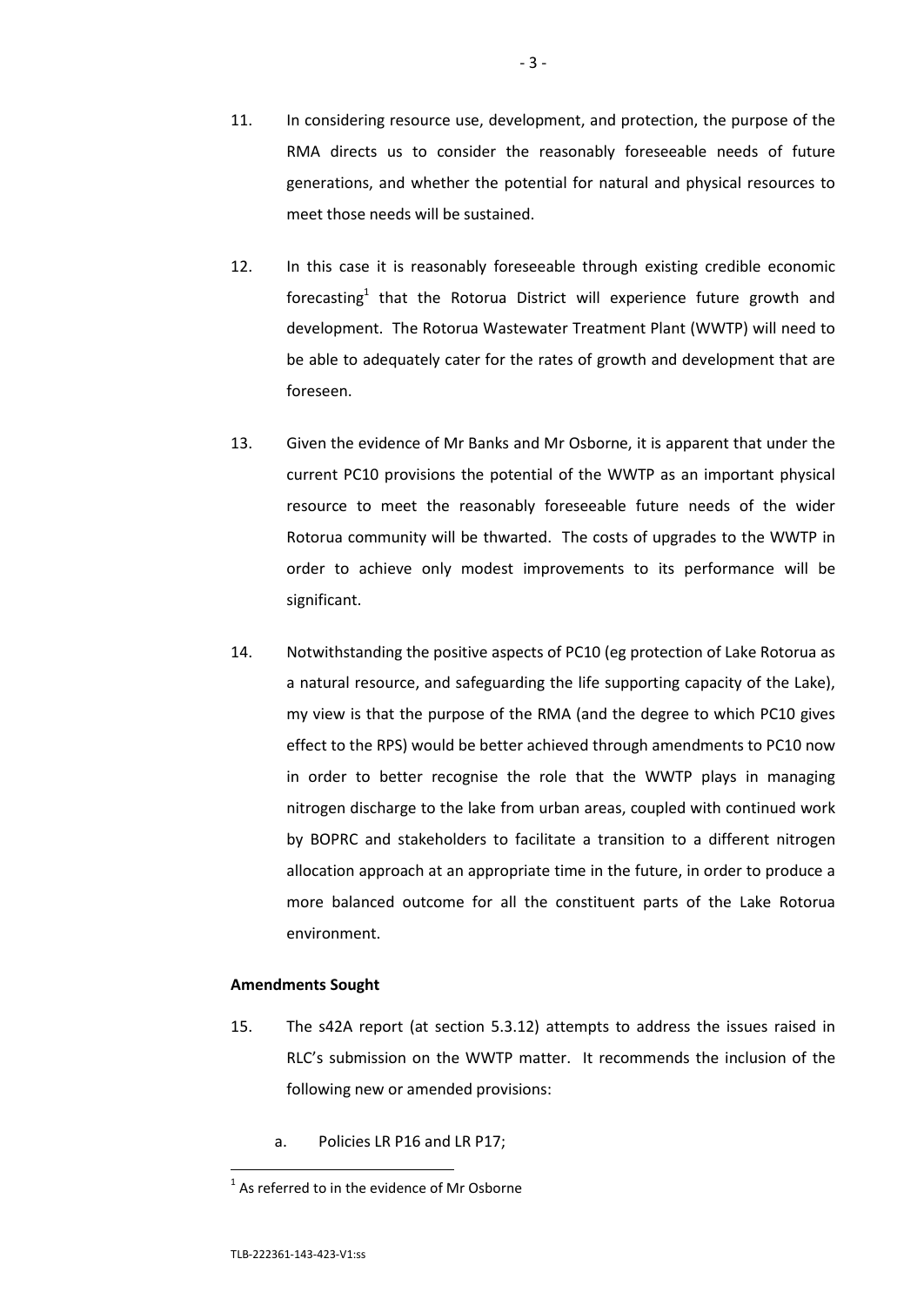11. In considering resource use, development, and protection, the purpose of the RMA directs us to consider the reasonably foreseeable needs of future generations, and whether the potential for natural and physical resources to meet those needs will be sustained.

12. In this case it is reasonably foreseeable through existing credible economic forecasting[1] that the Rotorua District will experience future growth and development. The Rotorua Wastewater Treatment Plant (WWTP) will need to be able to adequately cater for the rates of growth and development that are foreseen.

13. Given the evidence of Mr Banks and Mr Osborne, it is apparent that under the current PC10 provisions the potential of the WWTP as an important physical resource to meet the reasonably foreseeable future needs of the wider Rotorua community will be thwarted. The costs of upgrades to the WWTP in order to achieve only modest improvements to its performance will be significant.

14. Notwithstanding the positive aspects of PC10 (eg protection of Lake Rotorua as a natural resource, and safeguarding the life supporting capacity of the Lake), my view is that the purpose of the RMA (and the degree to which PC10 gives effect to the RPS) would be better achieved through amendments to PC10 now in order to better recognise the role that the WWTP plays in managing nitrogen discharge to the lake from urban areas, coupled with continued work by BOPRC and stakeholders to facilitate a transition to a different nitrogen allocation approach at an appropriate time in the future, in order to produce a more balanced outcome for all the constituent parts of the Lake Rotorua environment.

**Amendments Sought**

15. The s42A report (at section 5.3.12) attempts to address the issues raised in RLC's submission on the WWTP matter. It recommends the inclusion of the following new or amended provisions:

    a. Policies LR P16 and LR P17;

[1] As referred to in the evidence of Mr Osborne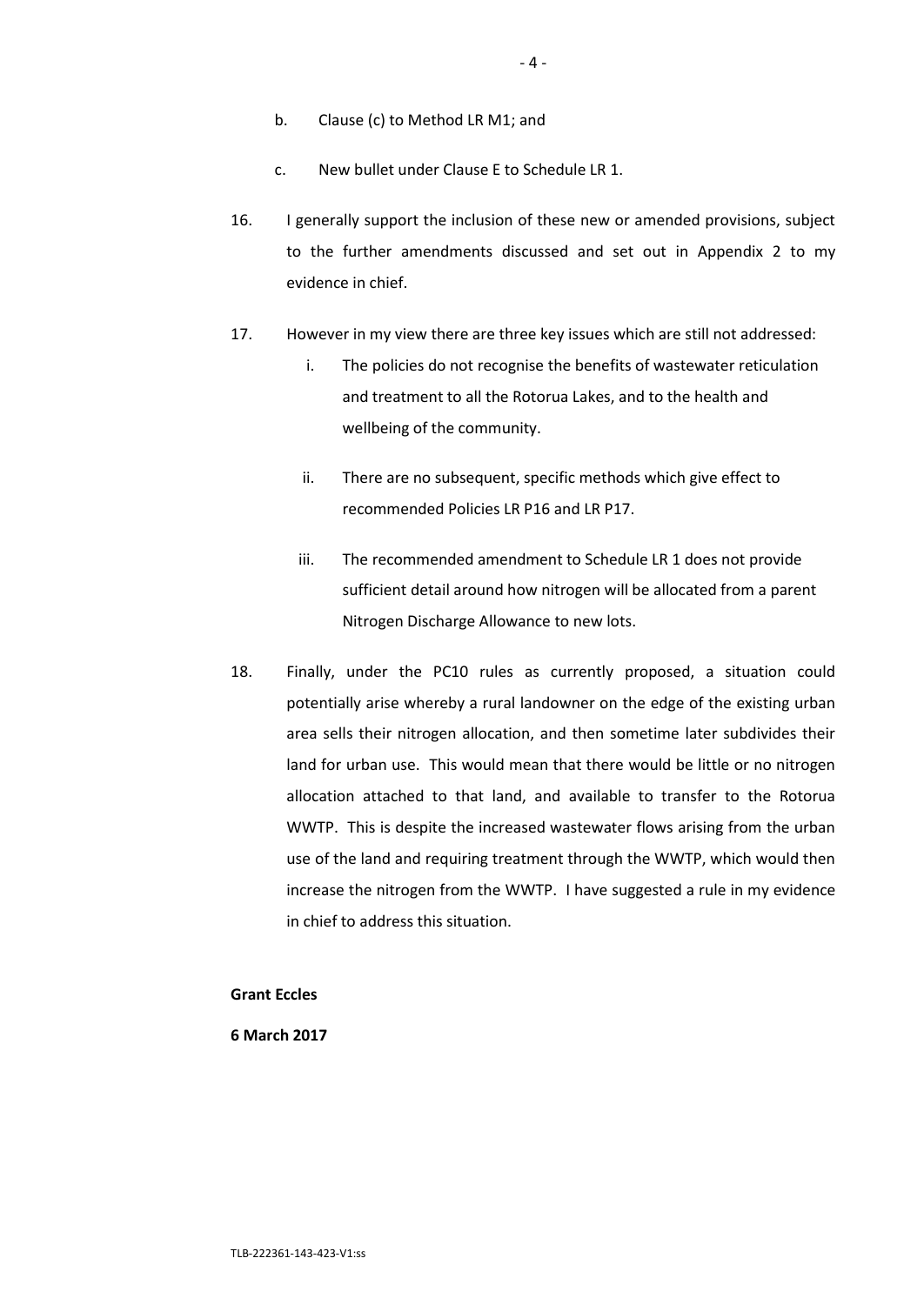b. Clause (c) to Method LR M1; and

c. New bullet under Clause E to Schedule LR 1.

16. I generally support the inclusion of these new or amended provisions, subject to the further amendments discussed and set out in Appendix 2 to my evidence in chief.

17. However in my view there are three key issues which are still not addressed:

    i. The policies do not recognise the benefits of wastewater reticulation and treatment to all the Rotorua Lakes, and to the health and wellbeing of the community.

    ii. There are no subsequent, specific methods which give effect to recommended Policies LR P16 and LR P17.

    iii. The recommended amendment to Schedule LR 1 does not provide sufficient detail around how nitrogen will be allocated from a parent Nitrogen Discharge Allowance to new lots.

18. Finally, under the PC10 rules as currently proposed, a situation could potentially arise whereby a rural landowner on the edge of the existing urban area sells their nitrogen allocation, and then sometime later subdivides their land for urban use. This would mean that there would be little or no nitrogen allocation attached to that land, and available to transfer to the Rotorua WWTP. This is despite the increased wastewater flows arising from the urban use of the land and requiring treatment through the WWTP, which would then increase the nitrogen from the WWTP. I have suggested a rule in my evidence in chief to address this situation.

**Grant Eccles**

**6 March 2017**

TLB-222361-143-423-V1:ss